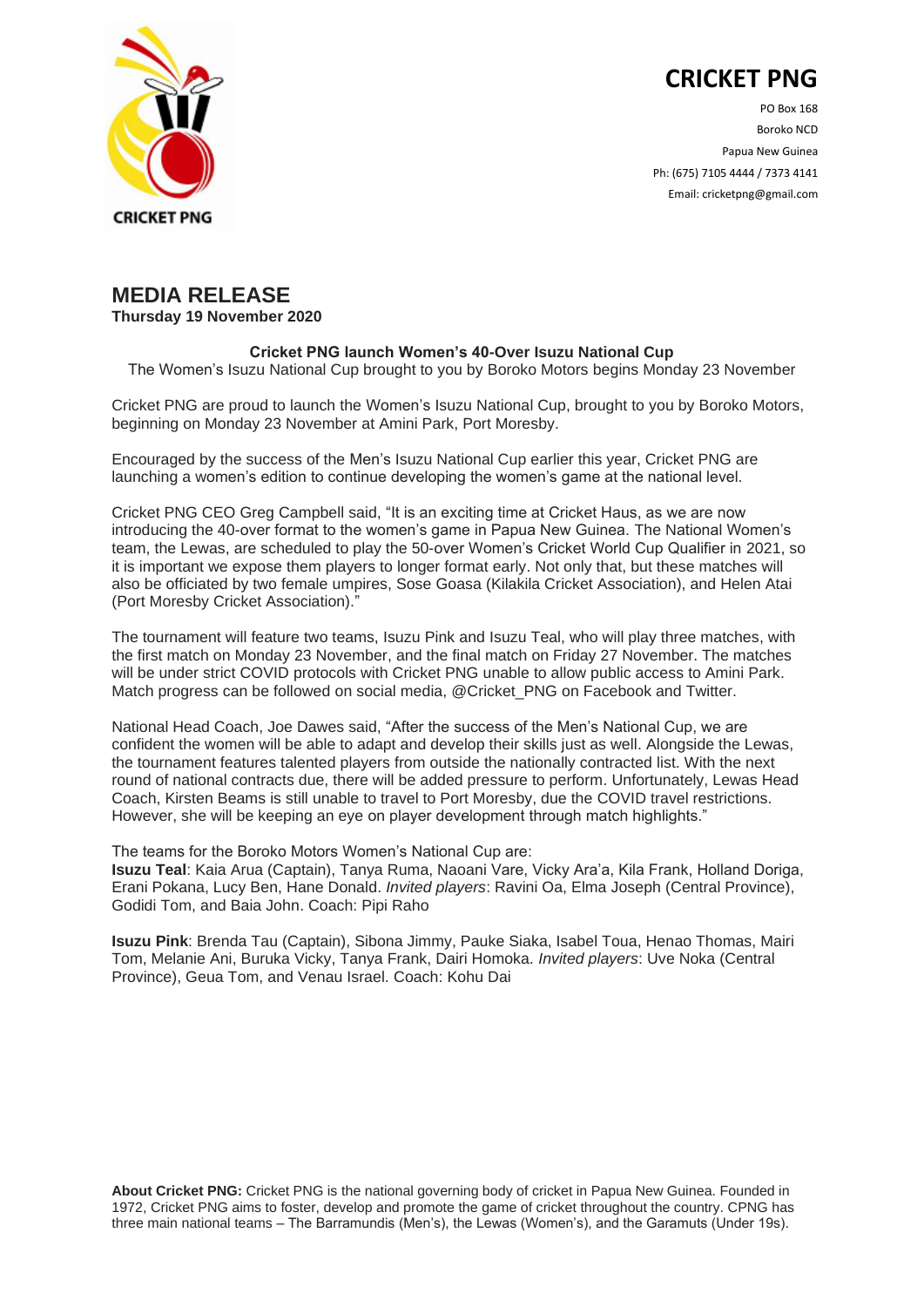# CRICKET PNG

PO Box 168
Boroko NCD
Papua New Guinea
Ph: (675) 7105 4444 / 7373 4141
Email: cricketpng@gmail.com

## MEDIA RELEASE

**Thursday 19 November 2020**

**Cricket PNG launch Women's 40-Over Isuzu National Cup**

The Women's Isuzu National Cup brought to you by Boroko Motors begins Monday 23 November

Cricket PNG are proud to launch the Women's Isuzu National Cup, brought to you by Boroko Motors, beginning on Monday 23 November at Amini Park, Port Moresby.

Encouraged by the success of the Men's Isuzu National Cup earlier this year, Cricket PNG are launching a women's edition to continue developing the women's game at the national level.

Cricket PNG CEO Greg Campbell said, "It is an exciting time at Cricket Haus, as we are now introducing the 40-over format to the women's game in Papua New Guinea. The National Women's team, the Lewas, are scheduled to play the 50-over Women's Cricket World Cup Qualifier in 2021, so it is important we expose them players to longer format early. Not only that, but these matches will also be officiated by two female umpires, Sose Goasa (Kilakila Cricket Association), and Helen Atai (Port Moresby Cricket Association)."

The tournament will feature two teams, Isuzu Pink and Isuzu Teal, who will play three matches, with the first match on Monday 23 November, and the final match on Friday 27 November. The matches will be under strict COVID protocols with Cricket PNG unable to allow public access to Amini Park. Match progress can be followed on social media, @Cricket_PNG on Facebook and Twitter.

National Head Coach, Joe Dawes said, "After the success of the Men's National Cup, we are confident the women will be able to adapt and develop their skills just as well. Alongside the Lewas, the tournament features talented players from outside the nationally contracted list. With the next round of national contracts due, there will be added pressure to perform. Unfortunately, Lewas Head Coach, Kirsten Beams is still unable to travel to Port Moresby, due the COVID travel restrictions. However, she will be keeping an eye on player development through match highlights."

The teams for the Boroko Motors Women's National Cup are:
**Isuzu Teal**: Kaia Arua (Captain), Tanya Ruma, Naoani Vare, Vicky Ara'a, Kila Frank, Holland Doriga, Erani Pokana, Lucy Ben, Hane Donald. *Invited players*: Ravini Oa, Elma Joseph (Central Province), Godidi Tom, and Baia John. Coach: Pipi Raho

**Isuzu Pink**: Brenda Tau (Captain), Sibona Jimmy, Pauke Siaka, Isabel Toua, Henao Thomas, Mairi Tom, Melanie Ani, Buruka Vicky, Tanya Frank, Dairi Homoka. *Invited players*: Uve Noka (Central Province), Geua Tom, and Venau Israel. Coach: Kohu Dai

**About Cricket PNG:** Cricket PNG is the national governing body of cricket in Papua New Guinea. Founded in 1972, Cricket PNG aims to foster, develop and promote the game of cricket throughout the country. CPNG has three main national teams – The Barramundis (Men's), the Lewas (Women's), and the Garamuts (Under 19s).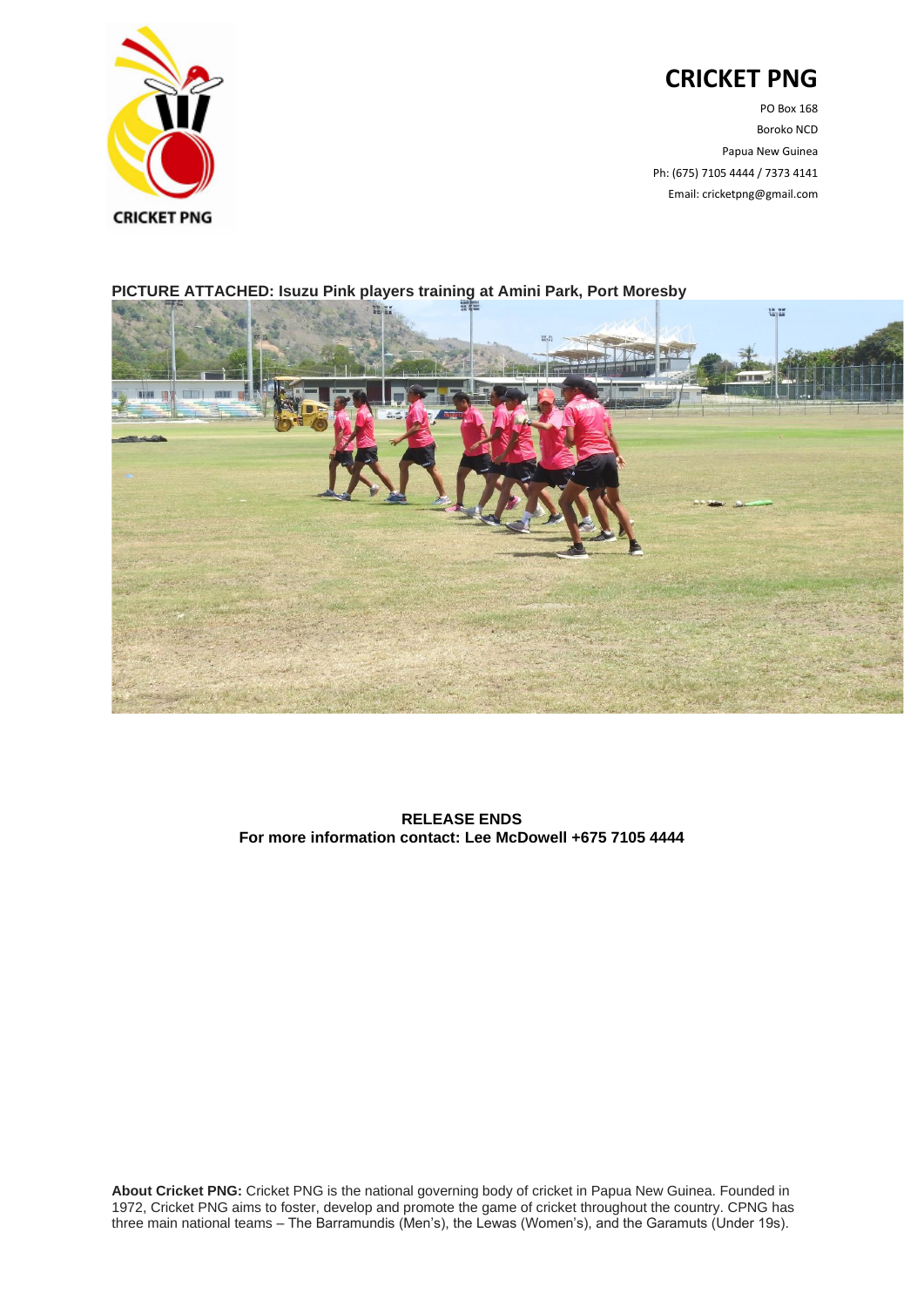# CRICKET PNG

PO Box 168
Boroko NCD
Papua New Guinea
Ph: (675) 7105 4444 / 7373 4141
Email: cricketpng@gmail.com

**PICTURE ATTACHED: Isuzu Pink players training at Amini Park, Port Moresby**

**RELEASE ENDS**
**For more information contact: Lee McDowell +675 7105 4444**

**About Cricket PNG:** Cricket PNG is the national governing body of cricket in Papua New Guinea. Founded in 1972, Cricket PNG aims to foster, develop and promote the game of cricket throughout the country. CPNG has three main national teams – The Barramundis (Men's), the Lewas (Women's), and the Garamuts (Under 19s).